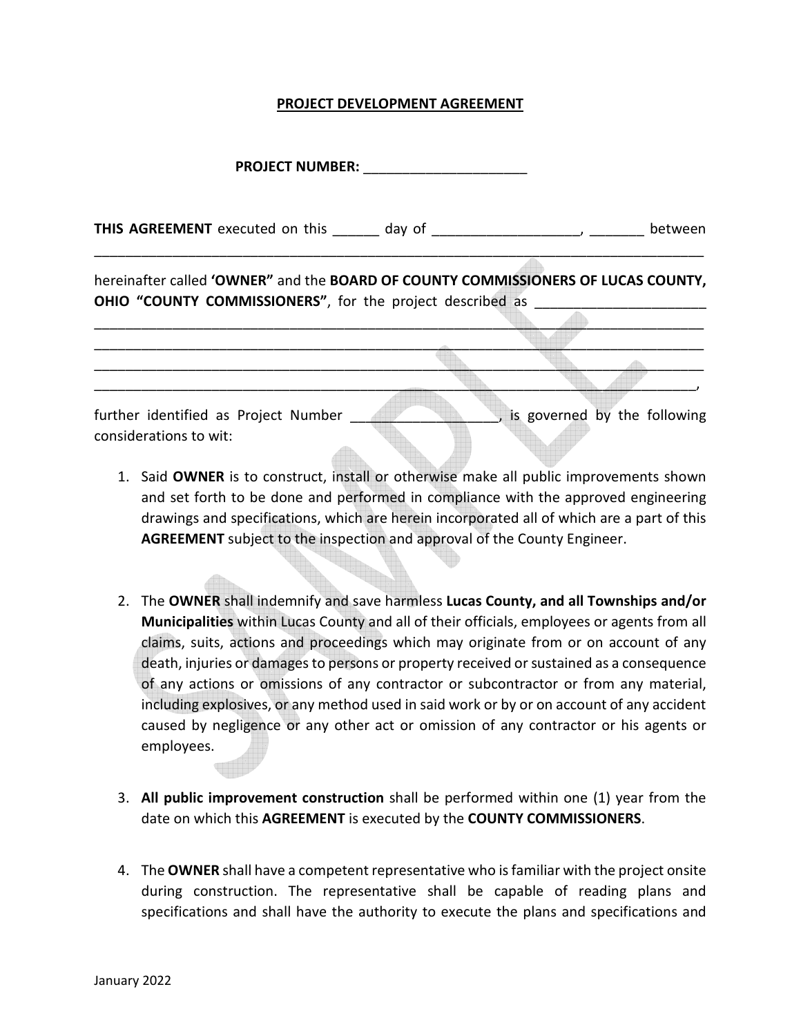**PROJECT DEVELOPMENT AGREEMENT**

**PROJECT NUMBER:** ______________________

**THIS AGREEMENT** executed on this ______ day of ___________________, _______ between ________________________________________________________________________________

hereinafter called **'OWNER"** and the **BOARD OF COUNTY COMMISSIONERS OF LUCAS COUNTY, OHIO "COUNTY COMMISSIONERS"**, for the project described as ______________________ ________________________________________________________________________________ ________________________________________________________________________________ ________________________________________________________________________________ _______________________________________________________________________________,

further identified as Project Number ___________________, is governed by the following considerations to wit:

1. Said **OWNER** is to construct, install or otherwise make all public improvements shown and set forth to be done and performed in compliance with the approved engineering drawings and specifications, which are herein incorporated all of which are a part of this **AGREEMENT** subject to the inspection and approval of the County Engineer.

2. The **OWNER** shall indemnify and save harmless **Lucas County, and all Townships and/or Municipalities** within Lucas County and all of their officials, employees or agents from all claims, suits, actions and proceedings which may originate from or on account of any death, injuries or damages to persons or property received or sustained as a consequence of any actions or omissions of any contractor or subcontractor or from any material, including explosives, or any method used in said work or by or on account of any accident caused by negligence or any other act or omission of any contractor or his agents or employees.

3. **All public improvement construction** shall be performed within one (1) year from the date on which this **AGREEMENT** is executed by the **COUNTY COMMISSIONERS**.

4. The **OWNER** shall have a competent representative who is familiar with the project onsite during construction. The representative shall be capable of reading plans and specifications and shall have the authority to execute the plans and specifications and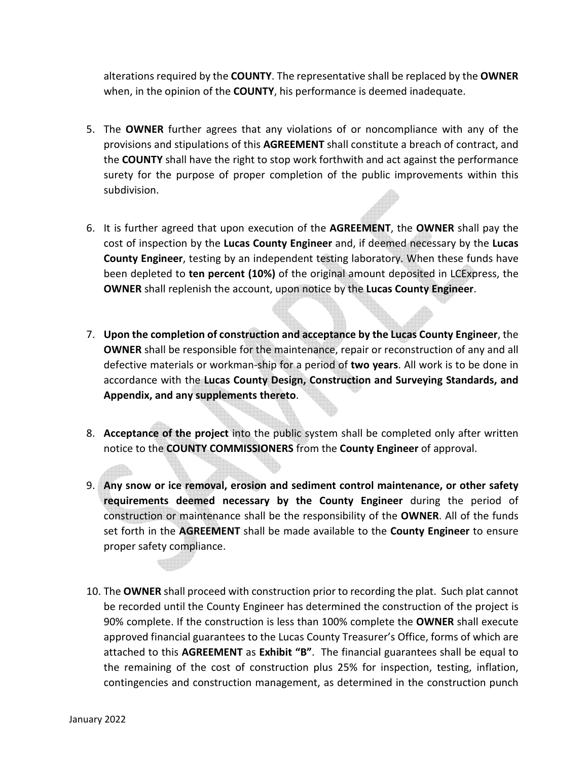alterations required by the **COUNTY**. The representative shall be replaced by the **OWNER** when, in the opinion of the **COUNTY**, his performance is deemed inadequate.

5. The **OWNER** further agrees that any violations of or noncompliance with any of the provisions and stipulations of this **AGREEMENT** shall constitute a breach of contract, and the **COUNTY** shall have the right to stop work forthwith and act against the performance surety for the purpose of proper completion of the public improvements within this subdivision.

6. It is further agreed that upon execution of the **AGREEMENT**, the **OWNER** shall pay the cost of inspection by the **Lucas County Engineer** and, if deemed necessary by the **Lucas County Engineer**, testing by an independent testing laboratory. When these funds have been depleted to **ten percent (10%)** of the original amount deposited in LCExpress, the **OWNER** shall replenish the account, upon notice by the **Lucas County Engineer**.

7. **Upon the completion of construction and acceptance by the Lucas County Engineer**, the **OWNER** shall be responsible for the maintenance, repair or reconstruction of any and all defective materials or workman-ship for a period of **two years**. All work is to be done in accordance with the **Lucas County Design, Construction and Surveying Standards, and Appendix, and any supplements thereto**.

8. **Acceptance of the project** into the public system shall be completed only after written notice to the **COUNTY COMMISSIONERS** from the **County Engineer** of approval.

9. **Any snow or ice removal, erosion and sediment control maintenance, or other safety requirements deemed necessary by the County Engineer** during the period of construction or maintenance shall be the responsibility of the **OWNER**. All of the funds set forth in the **AGREEMENT** shall be made available to the **County Engineer** to ensure proper safety compliance.

10. The **OWNER** shall proceed with construction prior to recording the plat. Such plat cannot be recorded until the County Engineer has determined the construction of the project is 90% complete. If the construction is less than 100% complete the **OWNER** shall execute approved financial guarantees to the Lucas County Treasurer's Office, forms of which are attached to this **AGREEMENT** as **Exhibit "B"**. The financial guarantees shall be equal to the remaining of the cost of construction plus 25% for inspection, testing, inflation, contingencies and construction management, as determined in the construction punch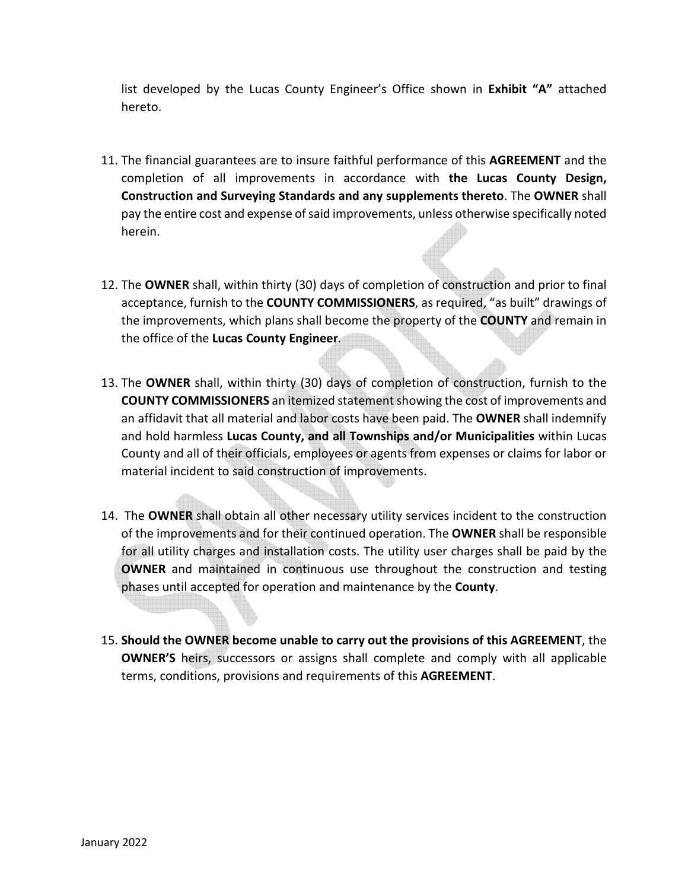list developed by the Lucas County Engineer's Office shown in **Exhibit "A"** attached hereto.

11. The financial guarantees are to insure faithful performance of this **AGREEMENT** and the completion of all improvements in accordance with **the Lucas County Design, Construction and Surveying Standards and any supplements thereto**. The **OWNER** shall pay the entire cost and expense of said improvements, unless otherwise specifically noted herein.

12. The **OWNER** shall, within thirty (30) days of completion of construction and prior to final acceptance, furnish to the **COUNTY COMMISSIONERS**, as required, "as built" drawings of the improvements, which plans shall become the property of the **COUNTY** and remain in the office of the **Lucas County Engineer**.

13. The **OWNER** shall, within thirty (30) days of completion of construction, furnish to the **COUNTY COMMISSIONERS** an itemized statement showing the cost of improvements and an affidavit that all material and labor costs have been paid. The **OWNER** shall indemnify and hold harmless **Lucas County, and all Townships and/or Municipalities** within Lucas County and all of their officials, employees or agents from expenses or claims for labor or material incident to said construction of improvements.

14. The **OWNER** shall obtain all other necessary utility services incident to the construction of the improvements and for their continued operation. The **OWNER** shall be responsible for all utility charges and installation costs. The utility user charges shall be paid by the **OWNER** and maintained in continuous use throughout the construction and testing phases until accepted for operation and maintenance by the **County**.

15. **Should the OWNER become unable to carry out the provisions of this AGREEMENT**, the **OWNER'S** heirs, successors or assigns shall complete and comply with all applicable terms, conditions, provisions and requirements of this **AGREEMENT**.

January 2022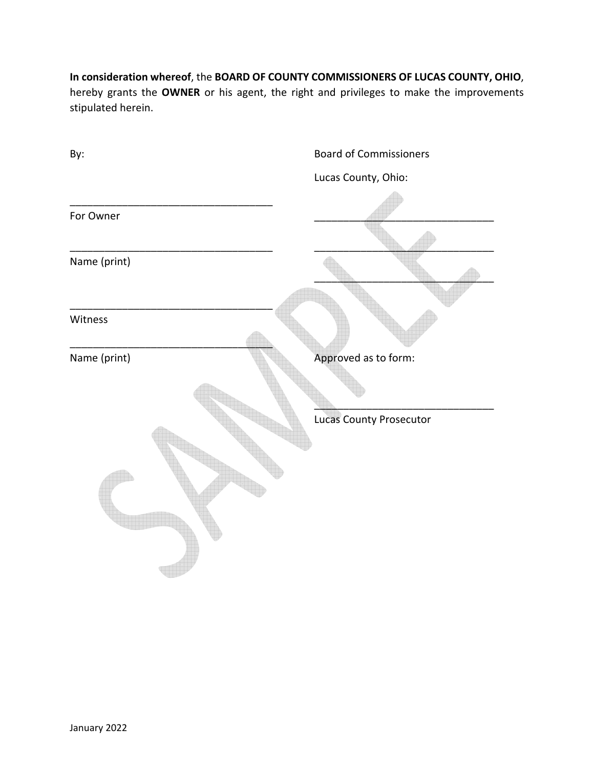**In consideration whereof**, the **BOARD OF COUNTY COMMISSIONERS OF LUCAS COUNTY, OHIO**, hereby grants the **OWNER** or his agent, the right and privileges to make the improvements stipulated herein.

| By: | Board of Commissioners |
|---|---|
| | Lucas County, Ohio: |
| ___________________________________ | |
| For Owner | _______________________________ |
| ___________________________________ | _______________________________ |
| Name (print) | |
| | _______________________________ |
| ___________________________________ | |
| Witness | |
| ___________________________________ | |
| Name (print) | Approved as to form: |
| | _______________________________ |
| | Lucas County Prosecutor |

January 2022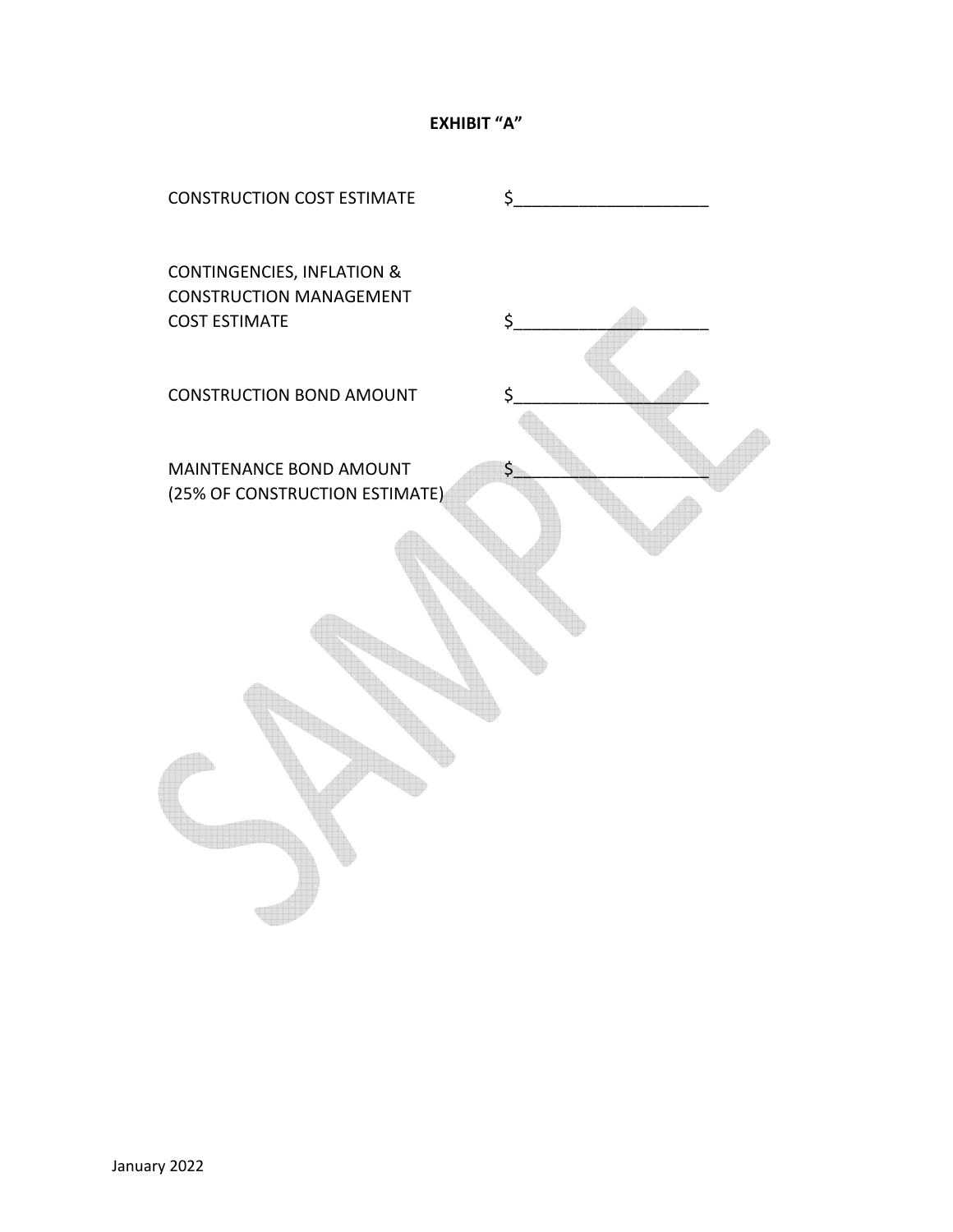**EXHIBIT "A"**

CONSTRUCTION COST ESTIMATE $______________________

CONTINGENCIES, INFLATION &
CONSTRUCTION MANAGEMENT
COST ESTIMATE $______________________

CONSTRUCTION BOND AMOUNT $______________________

MAINTENANCE BOND AMOUNT $______________________
(25% OF CONSTRUCTION ESTIMATE)

SAMPLE

January 2022